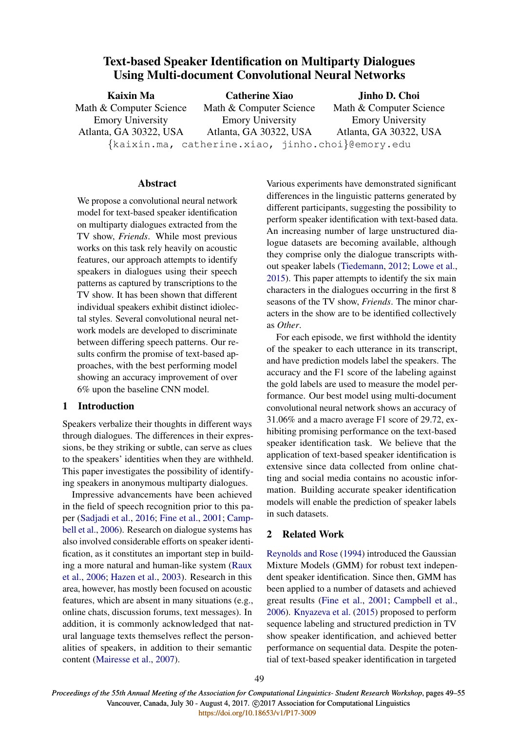# Text-based Speaker Identification on Multiparty Dialogues Using Multi-document Convolutional Neural Networks

**Kaixin Ma**
Math & Computer Science
Emory University
Atlanta, GA 30322, USA

**Catherine Xiao**
Math & Computer Science
Emory University
Atlanta, GA 30322, USA

**Jinho D. Choi**
Math & Computer Science
Emory University
Atlanta, GA 30322, USA

{kaixin.ma, catherine.xiao, jinho.choi}@emory.edu

## Abstract

We propose a convolutional neural network model for text-based speaker identification on multiparty dialogues extracted from the TV show, *Friends*. While most previous works on this task rely heavily on acoustic features, our approach attempts to identify speakers in dialogues using their speech patterns as captured by transcriptions to the TV show. It has been shown that different individual speakers exhibit distinct idiolectal styles. Several convolutional neural network models are developed to discriminate between differing speech patterns. Our results confirm the promise of text-based approaches, with the best performing model showing an accuracy improvement of over 6% upon the baseline CNN model.

## 1 Introduction

Speakers verbalize their thoughts in different ways through dialogues. The differences in their expressions, be they striking or subtle, can serve as clues to the speakers' identities when they are withheld. This paper investigates the possibility of identifying speakers in anonymous multiparty dialogues.

Impressive advancements have been achieved in the field of speech recognition prior to this paper (Sadjadi et al., 2016; Fine et al., 2001; Campbell et al., 2006). Research on dialogue systems has also involved considerable efforts on speaker identification, as it constitutes an important step in building a more natural and human-like system (Raux et al., 2006; Hazen et al., 2003). Research in this area, however, has mostly been focused on acoustic features, which are absent in many situations (e.g., online chats, discussion forums, text messages). In addition, it is commonly acknowledged that natural language texts themselves reflect the personalities of speakers, in addition to their semantic content (Mairesse et al., 2007).

Various experiments have demonstrated significant differences in the linguistic patterns generated by different participants, suggesting the possibility to perform speaker identification with text-based data. An increasing number of large unstructured dialogue datasets are becoming available, although they comprise only the dialogue transcripts without speaker labels (Tiedemann, 2012; Lowe et al., 2015). This paper attempts to identify the six main characters in the dialogues occurring in the first 8 seasons of the TV show, *Friends*. The minor characters in the show are to be identified collectively as *Other*.

For each episode, we first withhold the identity of the speaker to each utterance in its transcript, and have prediction models label the speakers. The accuracy and the F1 score of the labeling against the gold labels are used to measure the model performance. Our best model using multi-document convolutional neural network shows an accuracy of 31.06% and a macro average F1 score of 29.72, exhibiting promising performance on the text-based speaker identification task. We believe that the application of text-based speaker identification is extensive since data collected from online chatting and social media contains no acoustic information. Building accurate speaker identification models will enable the prediction of speaker labels in such datasets.

## 2 Related Work

Reynolds and Rose (1994) introduced the Gaussian Mixture Models (GMM) for robust text independent speaker identification. Since then, GMM has been applied to a number of datasets and achieved great results (Fine et al., 2001; Campbell et al., 2006). Knyazeva et al. (2015) proposed to perform sequence labeling and structured prediction in TV show speaker identification, and achieved better performance on sequential data. Despite the potential of text-based speaker identification in targeted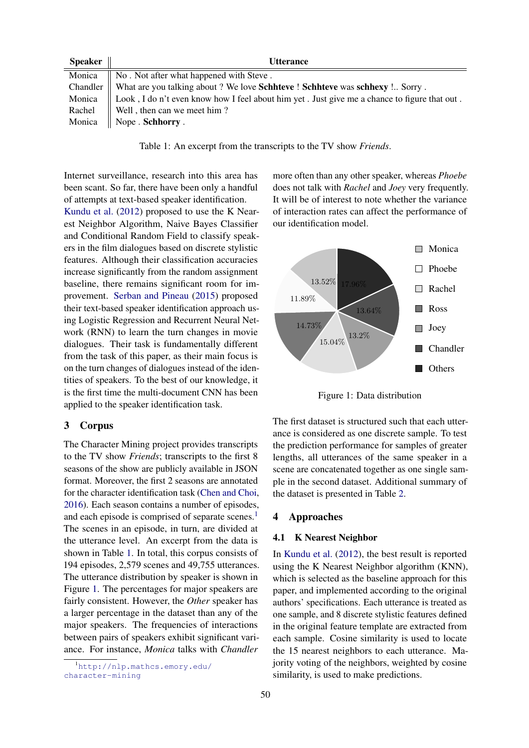| Speaker | Utterance |
|---|---|
| Monica | No . Not after what happened with Steve . |
| Chandler | What are you talking about ? We love **Schhteve** ! **Schhteve** was **schhexy** !.. Sorry . |
| Monica | Look , I do n't even know how I feel about him yet . Just give me a chance to figure that out . |
| Rachel | Well , then can we meet him ? |
| Monica | Nope . **Schhorry** . |

Table 1: An excerpt from the transcripts to the TV show *Friends*.

Internet surveillance, research into this area has been scant. So far, there have been only a handful of attempts at text-based speaker identification. Kundu et al. (2012) proposed to use the K Nearest Neighbor Algorithm, Naive Bayes Classifier and Conditional Random Field to classify speakers in the film dialogues based on discrete stylistic features. Although their classification accuracies increase significantly from the random assignment baseline, there remains significant room for improvement. Serban and Pineau (2015) proposed their text-based speaker identification approach using Logistic Regression and Recurrent Neural Network (RNN) to learn the turn changes in movie dialogues. Their task is fundamentally different from the task of this paper, as their main focus is on the turn changes of dialogues instead of the identities of speakers. To the best of our knowledge, it is the first time the multi-document CNN has been applied to the speaker identification task.

## 3 Corpus

The Character Mining project provides transcripts to the TV show *Friends*; transcripts to the first 8 seasons of the show are publicly available in JSON format. Moreover, the first 2 seasons are annotated for the character identification task (Chen and Choi, 2016). Each season contains a number of episodes, and each episode is comprised of separate scenes.[1] The scenes in an episode, in turn, are divided at the utterance level. An excerpt from the data is shown in Table 1. In total, this corpus consists of 194 episodes, 2,579 scenes and 49,755 utterances. The utterance distribution by speaker is shown in Figure 1. The percentages for major speakers are fairly consistent. However, the *Other* speaker has a larger percentage in the dataset than any of the major speakers. The frequencies of interactions between pairs of speakers exhibit significant variance. For instance, *Monica* talks with *Chandler* more often than any other speaker, whereas *Phoebe* does not talk with *Rachel* and *Joey* very frequently. It will be of interest to note whether the variance of interaction rates can affect the performance of our identification model.

| Speaker | Percentage |
|---|---|
| Monica | 13.52% |
| Phoebe | 11.89% |
| Rachel | 14.73% |
| Ross | 15.04% |
| Joey | 13.2% |
| Chandler | 13.64% |
| Others | 17.96% |

Figure 1: Data distribution

The first dataset is structured such that each utterance is considered as one discrete sample. To test the prediction performance for samples of greater lengths, all utterances of the same speaker in a scene are concatenated together as one single sample in the second dataset. Additional summary of the dataset is presented in Table 2.

## 4 Approaches

### 4.1 K Nearest Neighbor

In Kundu et al. (2012), the best result is reported using the K Nearest Neighbor algorithm (KNN), which is selected as the baseline approach for this paper, and implemented according to the original authors' specifications. Each utterance is treated as one sample, and 8 discrete stylistic features defined in the original feature template are extracted from each sample. Cosine similarity is used to locate the 15 nearest neighbors to each utterance. Majority voting of the neighbors, weighted by cosine similarity, is used to make predictions.

[1] http://nlp.mathcs.emory.edu/character-mining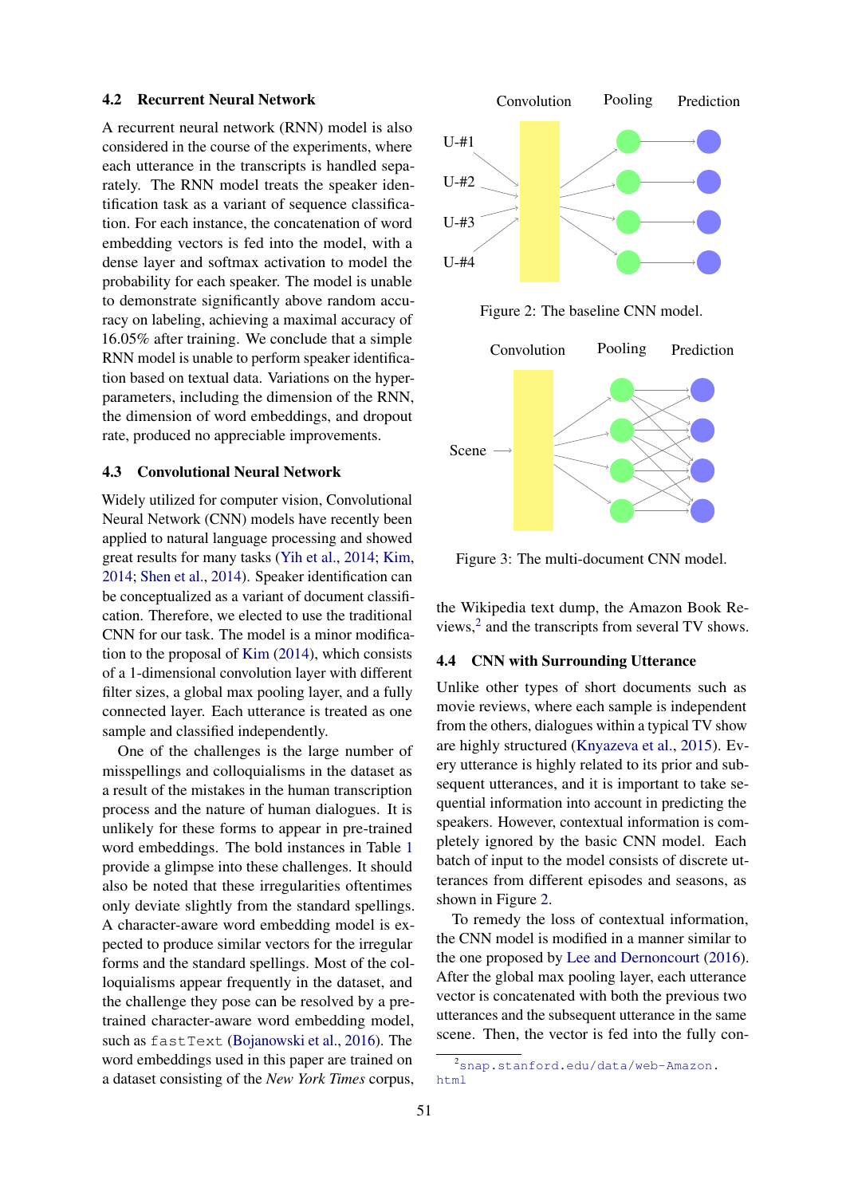### 4.2 Recurrent Neural Network

A recurrent neural network (RNN) model is also considered in the course of the experiments, where each utterance in the transcripts is handled separately. The RNN model treats the speaker identification task as a variant of sequence classification. For each instance, the concatenation of word embedding vectors is fed into the model, with a dense layer and softmax activation to model the probability for each speaker. The model is unable to demonstrate significantly above random accuracy on labeling, achieving a maximal accuracy of 16.05% after training. We conclude that a simple RNN model is unable to perform speaker identification based on textual data. Variations on the hyperparameters, including the dimension of the RNN, the dimension of word embeddings, and dropout rate, produced no appreciable improvements.

### 4.3 Convolutional Neural Network

Widely utilized for computer vision, Convolutional Neural Network (CNN) models have recently been applied to natural language processing and showed great results for many tasks (Yih et al., 2014; Kim, 2014; Shen et al., 2014). Speaker identification can be conceptualized as a variant of document classification. Therefore, we elected to use the traditional CNN for our task. The model is a minor modification to the proposal of Kim (2014), which consists of a 1-dimensional convolution layer with different filter sizes, a global max pooling layer, and a fully connected layer. Each utterance is treated as one sample and classified independently.

One of the challenges is the large number of misspellings and colloquialisms in the dataset as a result of the mistakes in the human transcription process and the nature of human dialogues. It is unlikely for these forms to appear in pre-trained word embeddings. The bold instances in Table 1 provide a glimpse into these challenges. It should also be noted that these irregularities oftentimes only deviate slightly from the standard spellings. A character-aware word embedding model is expected to produce similar vectors for the irregular forms and the standard spellings. Most of the colloquialisms appear frequently in the dataset, and the challenge they pose can be resolved by a pre-trained character-aware word embedding model, such as `fastText` (Bojanowski et al., 2016). The word embeddings used in this paper are trained on a dataset consisting of the *New York Times* corpus, the Wikipedia text dump, the Amazon Book Reviews,[2] and the transcripts from several TV shows.

Convolution Pooling Prediction

U-#1
U-#2
U-#3
U-#4

Figure 2: The baseline CNN model.

Convolution Pooling Prediction

Scene →

Figure 3: The multi-document CNN model.

### 4.4 CNN with Surrounding Utterance

Unlike other types of short documents such as movie reviews, where each sample is independent from the others, dialogues within a typical TV show are highly structured (Knyazeva et al., 2015). Every utterance is highly related to its prior and subsequent utterances, and it is important to take sequential information into account in predicting the speakers. However, contextual information is completely ignored by the basic CNN model. Each batch of input to the model consists of discrete utterances from different episodes and seasons, as shown in Figure 2.

To remedy the loss of contextual information, the CNN model is modified in a manner similar to the one proposed by Lee and Dernoncourt (2016). After the global max pooling layer, each utterance vector is concatenated with both the previous two utterances and the subsequent utterance in the same scene. Then, the vector is fed into the fully con-

[2] `snap.stanford.edu/data/web-Amazon.html`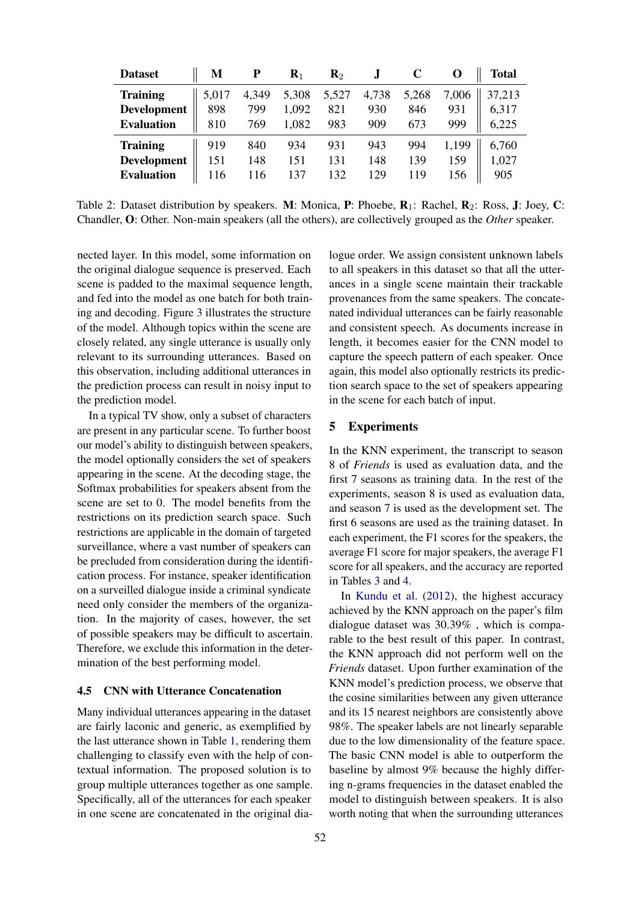| Dataset | M | P | $R_1$ | $R_2$ | J | C | O | Total |
|---|---|---|---|---|---|---|---|---|
| **Training** | 5,017 | 4,349 | 5,308 | 5,527 | 4,738 | 5,268 | 7,006 | 37,213 |
| **Development** | 898 | 799 | 1,092 | 821 | 930 | 846 | 931 | 6,317 |
| **Evaluation** | 810 | 769 | 1,082 | 983 | 909 | 673 | 999 | 6,225 |
| **Training** | 919 | 840 | 934 | 931 | 943 | 994 | 1,199 | 6,760 |
| **Development** | 151 | 148 | 151 | 131 | 148 | 139 | 159 | 1,027 |
| **Evaluation** | 116 | 116 | 137 | 132 | 129 | 119 | 156 | 905 |

Table 2: Dataset distribution by speakers. **M**: Monica, **P**: Phoebe, $\mathbf{R}_1$: Rachel, $\mathbf{R}_2$: Ross, **J**: Joey, **C**: Chandler, **O**: Other. Non-main speakers (all the others), are collectively grouped as the *Other* speaker.

nected layer. In this model, some information on the original dialogue sequence is preserved. Each scene is padded to the maximal sequence length, and fed into the model as one batch for both training and decoding. Figure 3 illustrates the structure of the model. Although topics within the scene are closely related, any single utterance is usually only relevant to its surrounding utterances. Based on this observation, including additional utterances in the prediction process can result in noisy input to the prediction model.

In a typical TV show, only a subset of characters are present in any particular scene. To further boost our model's ability to distinguish between speakers, the model optionally considers the set of speakers appearing in the scene. At the decoding stage, the Softmax probabilities for speakers absent from the scene are set to 0. The model benefits from the restrictions on its prediction search space. Such restrictions are applicable in the domain of targeted surveillance, where a vast number of speakers can be precluded from consideration during the identification process. For instance, speaker identification on a surveilled dialogue inside a criminal syndicate need only consider the members of the organization. In the majority of cases, however, the set of possible speakers may be difficult to ascertain. Therefore, we exclude this information in the determination of the best performing model.

### 4.5 CNN with Utterance Concatenation

Many individual utterances appearing in the dataset are fairly laconic and generic, as exemplified by the last utterance shown in Table 1, rendering them challenging to classify even with the help of contextual information. The proposed solution is to group multiple utterances together as one sample. Specifically, all of the utterances for each speaker in one scene are concatenated in the original dialogue order. We assign consistent unknown labels to all speakers in this dataset so that all the utterances in a single scene maintain their trackable provenances from the same speakers. The concatenated individual utterances can be fairly reasonable and consistent speech. As documents increase in length, it becomes easier for the CNN model to capture the speech pattern of each speaker. Once again, this model also optionally restricts its prediction search space to the set of speakers appearing in the scene for each batch of input.

## 5 Experiments

In the KNN experiment, the transcript to season 8 of *Friends* is used as evaluation data, and the first 7 seasons as training data. In the rest of the experiments, season 8 is used as evaluation data, and season 7 is used as the development set. The first 6 seasons are used as the training dataset. In each experiment, the F1 scores for the speakers, the average F1 score for major speakers, the average F1 score for all speakers, and the accuracy are reported in Tables 3 and 4.

In Kundu et al. (2012), the highest accuracy achieved by the KNN approach on the paper's film dialogue dataset was 30.39% , which is comparable to the best result of this paper. In contrast, the KNN approach did not perform well on the *Friends* dataset. Upon further examination of the KNN model's prediction process, we observe that the cosine similarities between any given utterance and its 15 nearest neighbors are consistently above 98%. The speaker labels are not linearly separable due to the low dimensionality of the feature space. The basic CNN model is able to outperform the baseline by almost 9% because the highly differing n-grams frequencies in the dataset enabled the model to distinguish between speakers. It is also worth noting that when the surrounding utterances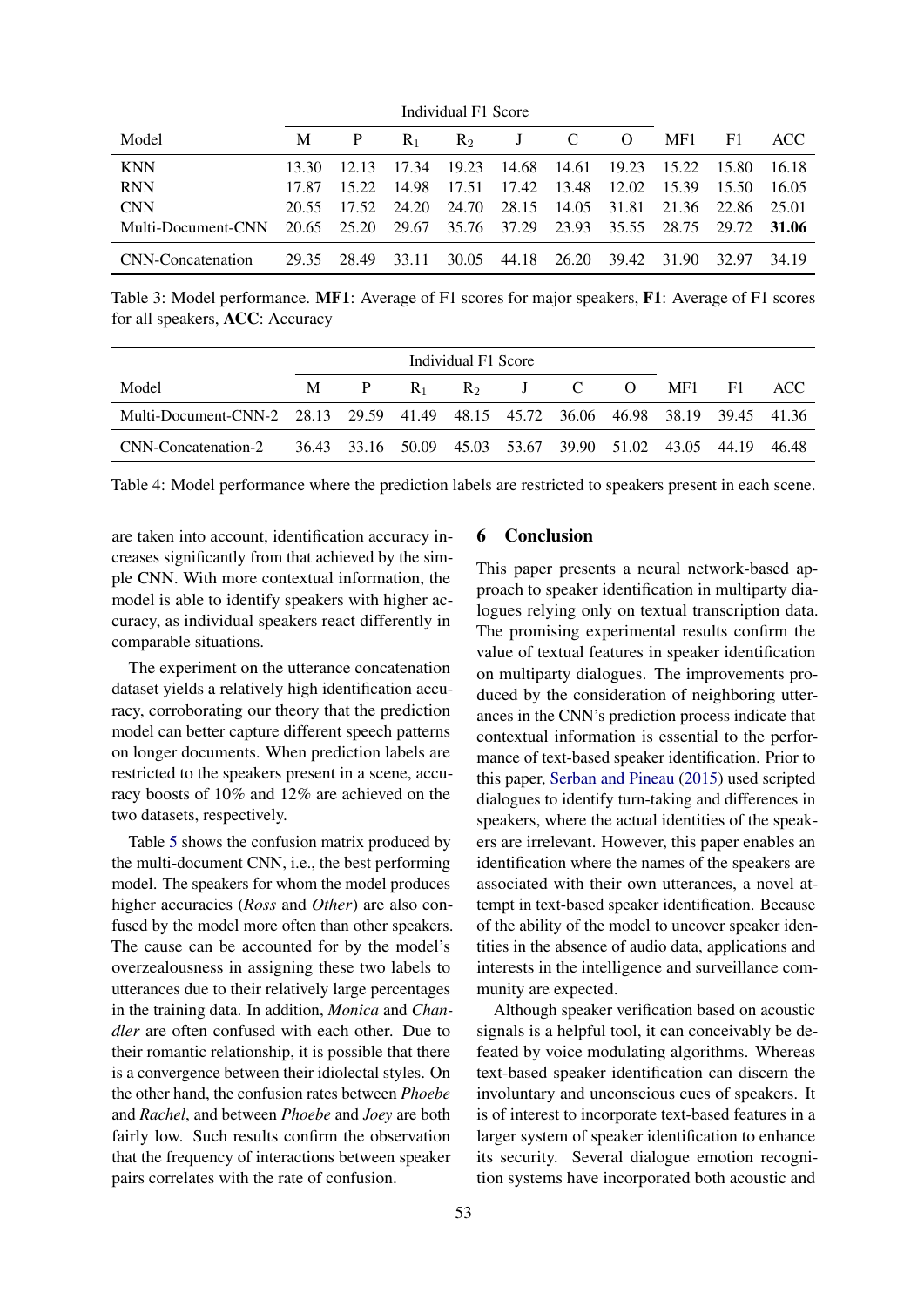| Model | Individual F1 Score | | | | | | | MF1 | F1 | ACC |
|---|---|---|---|---|---|---|---|---|---|---|
| | M | P | $R_1$ | $R_2$ | J | C | O | | | |
| KNN | 13.30 | 12.13 | 17.34 | 19.23 | 14.68 | 14.61 | 19.23 | 15.22 | 15.80 | 16.18 |
| RNN | 17.87 | 15.22 | 14.98 | 17.51 | 17.42 | 13.48 | 12.02 | 15.39 | 15.50 | 16.05 |
| CNN | 20.55 | 17.52 | 24.20 | 24.70 | 28.15 | 14.05 | 31.81 | 21.36 | 22.86 | 25.01 |
| Multi-Document-CNN | 20.65 | 25.20 | 29.67 | 35.76 | 37.29 | 23.93 | 35.55 | 28.75 | 29.72 | **31.06** |
| CNN-Concatenation | 29.35 | 28.49 | 33.11 | 30.05 | 44.18 | 26.20 | 39.42 | 31.90 | 32.97 | 34.19 |

Table 3: Model performance. **MF1**: Average of F1 scores for major speakers, **F1**: Average of F1 scores for all speakers, **ACC**: Accuracy

| Model | Individual F1 Score | | | | | | | MF1 | F1 | ACC |
|---|---|---|---|---|---|---|---|---|---|---|
| | M | P | $R_1$ | $R_2$ | J | C | O | | | |
| Multi-Document-CNN-2 | 28.13 | 29.59 | 41.49 | 48.15 | 45.72 | 36.06 | 46.98 | 38.19 | 39.45 | 41.36 |
| CNN-Concatenation-2 | 36.43 | 33.16 | 50.09 | 45.03 | 53.67 | 39.90 | 51.02 | 43.05 | 44.19 | 46.48 |

Table 4: Model performance where the prediction labels are restricted to speakers present in each scene.

are taken into account, identification accuracy increases significantly from that achieved by the simple CNN. With more contextual information, the model is able to identify speakers with higher accuracy, as individual speakers react differently in comparable situations.

The experiment on the utterance concatenation dataset yields a relatively high identification accuracy, corroborating our theory that the prediction model can better capture different speech patterns on longer documents. When prediction labels are restricted to the speakers present in a scene, accuracy boosts of 10% and 12% are achieved on the two datasets, respectively.

Table 5 shows the confusion matrix produced by the multi-document CNN, i.e., the best performing model. The speakers for whom the model produces higher accuracies (*Ross* and *Other*) are also confused by the model more often than other speakers. The cause can be accounted for by the model's overzealousness in assigning these two labels to utterances due to their relatively large percentages in the training data. In addition, *Monica* and *Chandler* are often confused with each other. Due to their romantic relationship, it is possible that there is a convergence between their idiolectal styles. On the other hand, the confusion rates between *Phoebe* and *Rachel*, and between *Phoebe* and *Joey* are both fairly low. Such results confirm the observation that the frequency of interactions between speaker pairs correlates with the rate of confusion.

## 6 Conclusion

This paper presents a neural network-based approach to speaker identification in multiparty dialogues relying only on textual transcription data. The promising experimental results confirm the value of textual features in speaker identification on multiparty dialogues. The improvements produced by the consideration of neighboring utterances in the CNN's prediction process indicate that contextual information is essential to the performance of text-based speaker identification. Prior to this paper, Serban and Pineau (2015) used scripted dialogues to identify turn-taking and differences in speakers, where the actual identities of the speakers are irrelevant. However, this paper enables an identification where the names of the speakers are associated with their own utterances, a novel attempt in text-based speaker identification. Because of the ability of the model to uncover speaker identities in the absence of audio data, applications and interests in the intelligence and surveillance community are expected.

Although speaker verification based on acoustic signals is a helpful tool, it can conceivably be defeated by voice modulating algorithms. Whereas text-based speaker identification can discern the involuntary and unconscious cues of speakers. It is of interest to incorporate text-based features in a larger system of speaker identification to enhance its security. Several dialogue emotion recognition systems have incorporated both acoustic and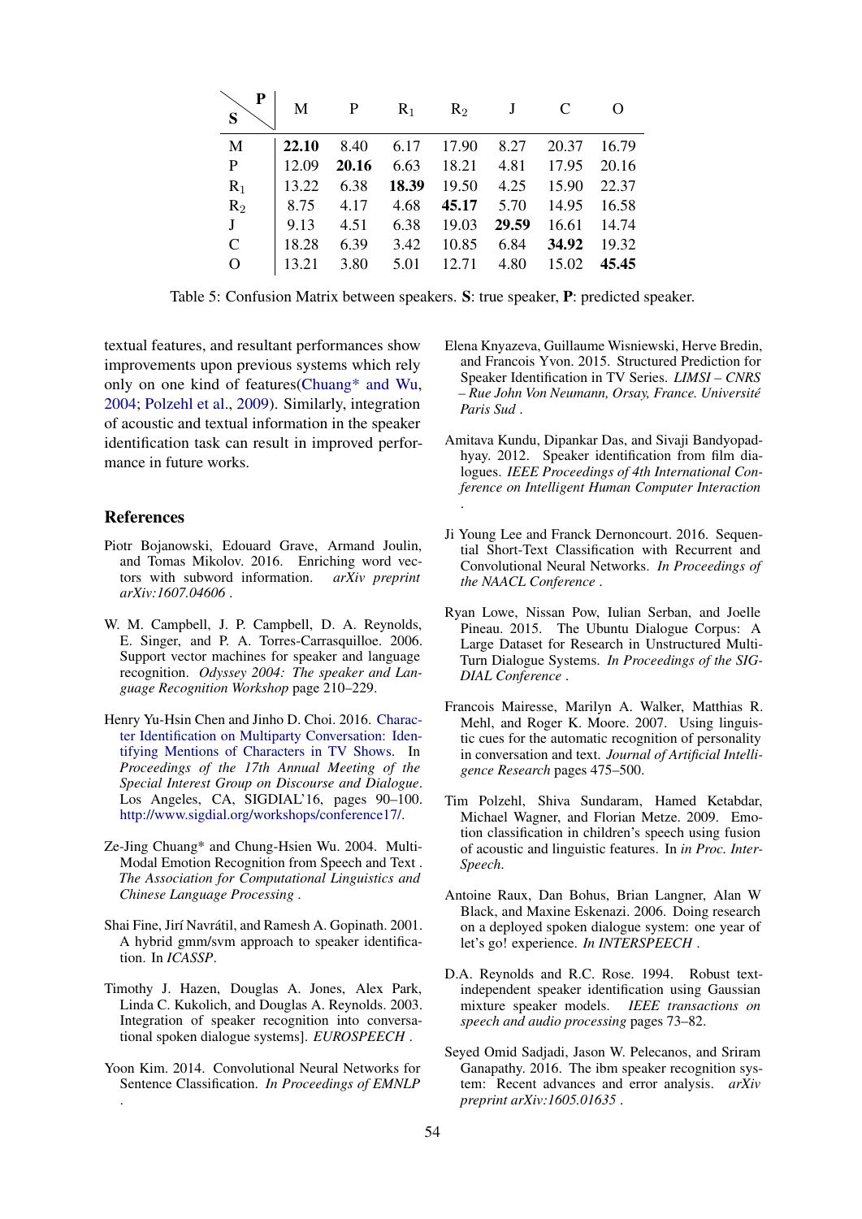| S \ P | M | P | $R_1$ | $R_2$ | J | C | O |
|---|---|---|---|---|---|---|---|
| M | **22.10** | 8.40 | 6.17 | 17.90 | 8.27 | 20.37 | 16.79 |
| P | 12.09 | **20.16** | 6.63 | 18.21 | 4.81 | 17.95 | 20.16 |
| $R_1$ | 13.22 | 6.38 | **18.39** | 19.50 | 4.25 | 15.90 | 22.37 |
| $R_2$ | 8.75 | 4.17 | 4.68 | **45.17** | 5.70 | 14.95 | 16.58 |
| J | 9.13 | 4.51 | 6.38 | 19.03 | **29.59** | 16.61 | 14.74 |
| C | 18.28 | 6.39 | 3.42 | 10.85 | 6.84 | **34.92** | 19.32 |
| O | 13.21 | 3.80 | 5.01 | 12.71 | 4.80 | 15.02 | **45.45** |

Table 5: Confusion Matrix between speakers. **S**: true speaker, **P**: predicted speaker.

textual features, and resultant performances show improvements upon previous systems which rely only on one kind of features(Chuang* and Wu, 2004; Polzehl et al., 2009). Similarly, integration of acoustic and textual information in the speaker identification task can result in improved performance in future works.

## References

Piotr Bojanowski, Edouard Grave, Armand Joulin, and Tomas Mikolov. 2016. Enriching word vectors with subword information. *arXiv preprint arXiv:1607.04606* .

W. M. Campbell, J. P. Campbell, D. A. Reynolds, E. Singer, and P. A. Torres-Carrasquilloe. 2006. Support vector machines for speaker and language recognition. *Odyssey 2004: The speaker and Language Recognition Workshop* page 210–229.

Henry Yu-Hsin Chen and Jinho D. Choi. 2016. Character Identification on Multiparty Conversation: Identifying Mentions of Characters in TV Shows. In *Proceedings of the 17th Annual Meeting of the Special Interest Group on Discourse and Dialogue*. Los Angeles, CA, SIGDIAL'16, pages 90–100. http://www.sigdial.org/workshops/conference17/.

Ze-Jing Chuang* and Chung-Hsien Wu. 2004. Multi-Modal Emotion Recognition from Speech and Text . *The Association for Computational Linguistics and Chinese Language Processing* .

Shai Fine, Jirí Navrátil, and Ramesh A. Gopinath. 2001. A hybrid gmm/svm approach to speaker identification. In *ICASSP*.

Timothy J. Hazen, Douglas A. Jones, Alex Park, Linda C. Kukolich, and Douglas A. Reynolds. 2003. Integration of speaker recognition into conversational spoken dialogue systems]. *EUROSPEECH* .

Yoon Kim. 2014. Convolutional Neural Networks for Sentence Classification. *In Proceedings of EMNLP* .

Elena Knyazeva, Guillaume Wisniewski, Herve Bredin, and Francois Yvon. 2015. Structured Prediction for Speaker Identification in TV Series. *LIMSI – CNRS – Rue John Von Neumann, Orsay, France. Université Paris Sud* .

Amitava Kundu, Dipankar Das, and Sivaji Bandyopadhyay. 2012. Speaker identification from film dialogues. *IEEE Proceedings of 4th International Conference on Intelligent Human Computer Interaction* .

Ji Young Lee and Franck Dernoncourt. 2016. Sequential Short-Text Classification with Recurrent and Convolutional Neural Networks. *In Proceedings of the NAACL Conference* .

Ryan Lowe, Nissan Pow, Iulian Serban, and Joelle Pineau. 2015. The Ubuntu Dialogue Corpus: A Large Dataset for Research in Unstructured Multi-Turn Dialogue Systems. *In Proceedings of the SIGDIAL Conference* .

Francois Mairesse, Marilyn A. Walker, Matthias R. Mehl, and Roger K. Moore. 2007. Using linguistic cues for the automatic recognition of personality in conversation and text. *Journal of Artificial Intelligence Research* pages 475–500.

Tim Polzehl, Shiva Sundaram, Hamed Ketabdar, Michael Wagner, and Florian Metze. 2009. Emotion classification in children's speech using fusion of acoustic and linguistic features. In *in Proc. Interspeech*.

Antoine Raux, Dan Bohus, Brian Langner, Alan W Black, and Maxine Eskenazi. 2006. Doing research on a deployed spoken dialogue system: one year of let's go! experience. *In INTERSPEECH* .

D.A. Reynolds and R.C. Rose. 1994. Robust text-independent speaker identification using Gaussian mixture speaker models. *IEEE transactions on speech and audio processing* pages 73–82.

Seyed Omid Sadjadi, Jason W. Pelecanos, and Sriram Ganapathy. 2016. The ibm speaker recognition system: Recent advances and error analysis. *arXiv preprint arXiv:1605.01635* .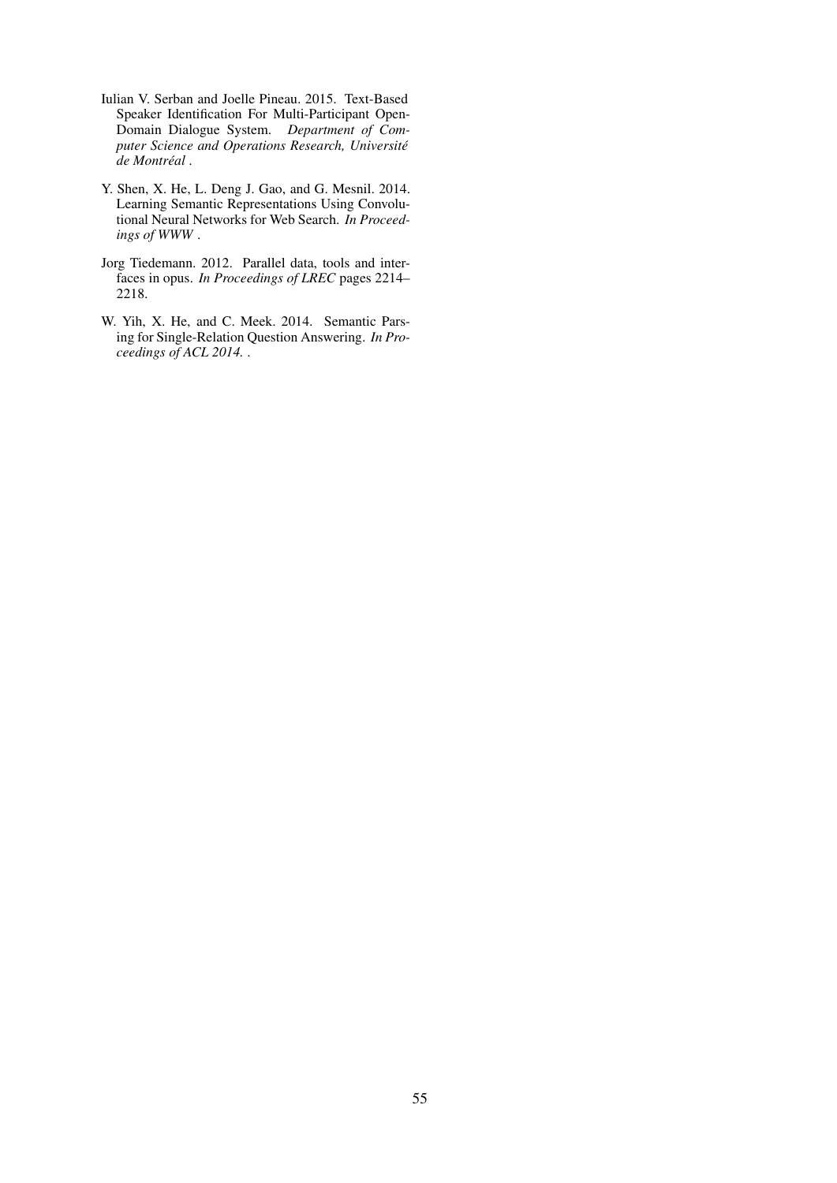Iulian V. Serban and Joelle Pineau. 2015. Text-Based Speaker Identification For Multi-Participant Open-Domain Dialogue System. *Department of Computer Science and Operations Research, Université de Montréal* .

Y. Shen, X. He, L. Deng J. Gao, and G. Mesnil. 2014. Learning Semantic Representations Using Convolutional Neural Networks for Web Search. *In Proceedings of WWW* .

Jorg Tiedemann. 2012. Parallel data, tools and interfaces in opus. *In Proceedings of LREC* pages 2214–2218.

W. Yih, X. He, and C. Meek. 2014. Semantic Parsing for Single-Relation Question Answering. *In Proceedings of ACL 2014.* .